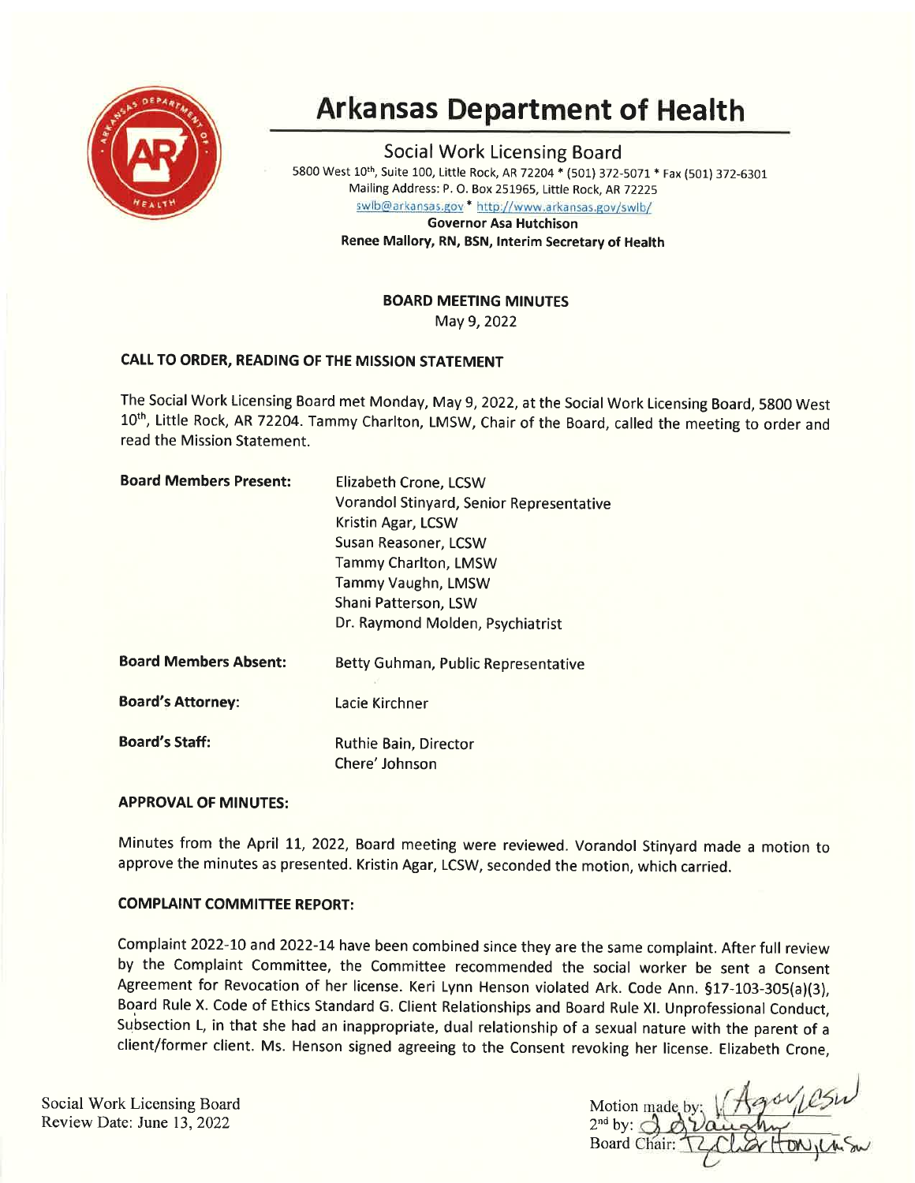# Arkansas Department of Health

## Social Work Licensing Board

5800 West 10th, Suite 100, Little Rock, AR 72204 * (501) 372-5071 * Fax (501) 372-6301
Mailing Address: P. O. Box 251965, Little Rock, AR 72225
swlb@arkansas.gov * http://www.arkansas.gov/swlb/
**Governor Asa Hutchison**
**Renee Mallory, RN, BSN, Interim Secretary of Health**

**BOARD MEETING MINUTES**
May 9, 2022

### CALL TO ORDER, READING OF THE MISSION STATEMENT

The Social Work Licensing Board met Monday, May 9, 2022, at the Social Work Licensing Board, 5800 West 10th, Little Rock, AR 72204. Tammy Charlton, LMSW, Chair of the Board, called the meeting to order and read the Mission Statement.

**Board Members Present:**
Elizabeth Crone, LCSW
Vorandol Stinyard, Senior Representative
Kristin Agar, LCSW
Susan Reasoner, LCSW
Tammy Charlton, LMSW
Tammy Vaughn, LMSW
Shani Patterson, LSW
Dr. Raymond Molden, Psychiatrist

**Board Members Absent:** Betty Guhman, Public Representative

**Board's Attorney:** Lacie Kirchner

**Board's Staff:**
Ruthie Bain, Director
Chere' Johnson

### APPROVAL OF MINUTES:

Minutes from the April 11, 2022, Board meeting were reviewed. Vorandol Stinyard made a motion to approve the minutes as presented. Kristin Agar, LCSW, seconded the motion, which carried.

### COMPLAINT COMMITTEE REPORT:

Complaint 2022-10 and 2022-14 have been combined since they are the same complaint. After full review by the Complaint Committee, the Committee recommended the social worker be sent a Consent Agreement for Revocation of her license. Keri Lynn Henson violated Ark. Code Ann. §17-103-305(a)(3), Board Rule X. Code of Ethics Standard G. Client Relationships and Board Rule XI. Unprofessional Conduct, Subsection L, in that she had an inappropriate, dual relationship of a sexual nature with the parent of a client/former client. Ms. Henson signed agreeing to the Consent revoking her license. Elizabeth Crone,

Social Work Licensing Board
Review Date: June 13, 2022

Motion made by: K Agar, LCSW
2nd by: T Vaughn
Board Chair: T Charlton, LMSW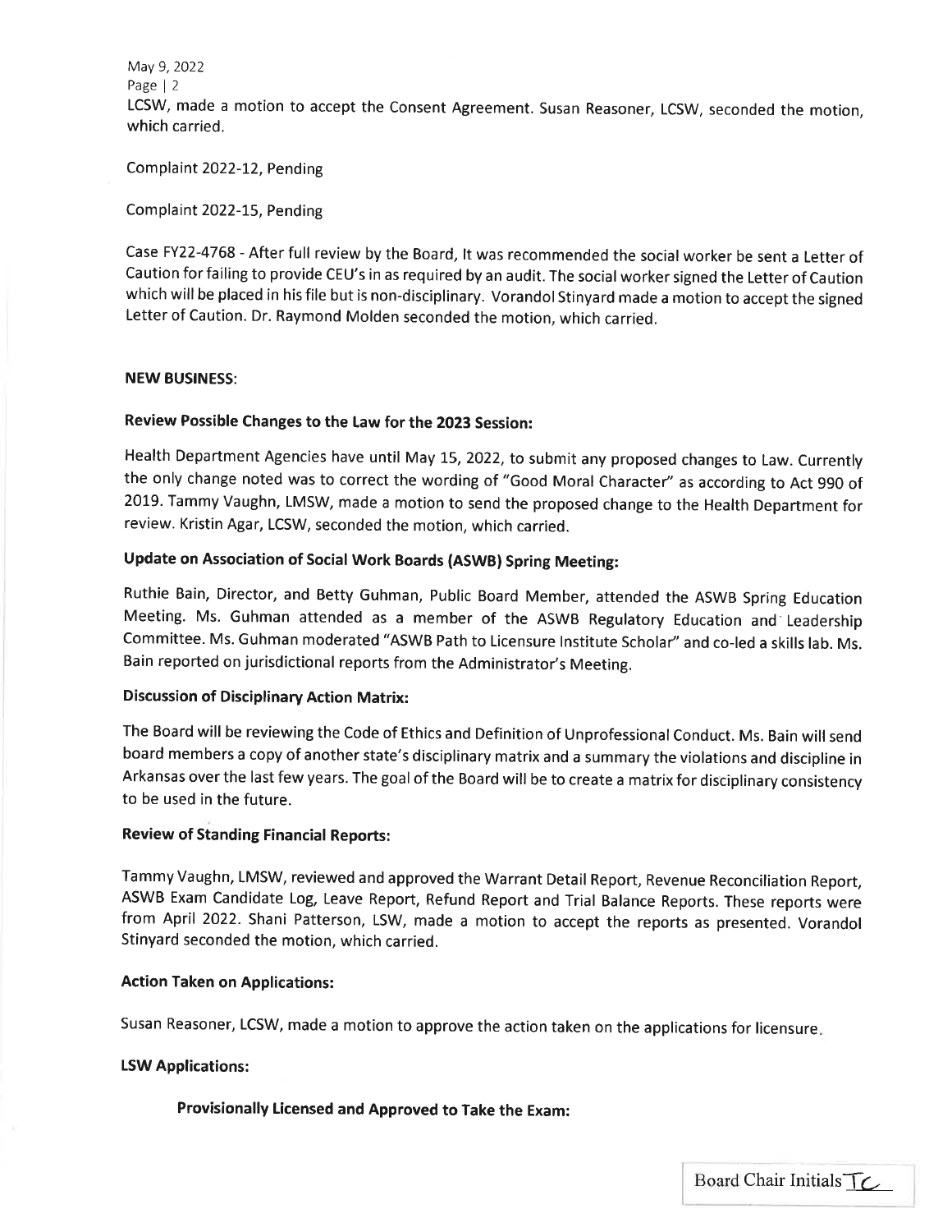LCSW, made a motion to accept the Consent Agreement. Susan Reasoner, LCSW, seconded the motion, which carried.

Complaint 2022-12, Pending

Complaint 2022-15, Pending

Case FY22-4768 - After full review by the Board, It was recommended the social worker be sent a Letter of Caution for failing to provide CEU's in as required by an audit. The social worker signed the Letter of Caution which will be placed in his file but is non-disciplinary. Vorandol Stinyard made a motion to accept the signed Letter of Caution. Dr. Raymond Molden seconded the motion, which carried.

**NEW BUSINESS:**

**Review Possible Changes to the Law for the 2023 Session:**

Health Department Agencies have until May 15, 2022, to submit any proposed changes to Law. Currently the only change noted was to correct the wording of "Good Moral Character" as according to Act 990 of 2019. Tammy Vaughn, LMSW, made a motion to send the proposed change to the Health Department for review. Kristin Agar, LCSW, seconded the motion, which carried.

**Update on Association of Social Work Boards (ASWB) Spring Meeting:**

Ruthie Bain, Director, and Betty Guhman, Public Board Member, attended the ASWB Spring Education Meeting. Ms. Guhman attended as a member of the ASWB Regulatory Education and Leadership Committee. Ms. Guhman moderated "ASWB Path to Licensure Institute Scholar" and co-led a skills lab. Ms. Bain reported on jurisdictional reports from the Administrator's Meeting.

**Discussion of Disciplinary Action Matrix:**

The Board will be reviewing the Code of Ethics and Definition of Unprofessional Conduct. Ms. Bain will send board members a copy of another state's disciplinary matrix and a summary the violations and discipline in Arkansas over the last few years. The goal of the Board will be to create a matrix for disciplinary consistency to be used in the future.

**Review of Standing Financial Reports:**

Tammy Vaughn, LMSW, reviewed and approved the Warrant Detail Report, Revenue Reconciliation Report, ASWB Exam Candidate Log, Leave Report, Refund Report and Trial Balance Reports. These reports were from April 2022. Shani Patterson, LSW, made a motion to accept the reports as presented. Vorandol Stinyard seconded the motion, which carried.

**Action Taken on Applications:**

Susan Reasoner, LCSW, made a motion to approve the action taken on the applications for licensure.

**LSW Applications:**

**Provisionally Licensed and Approved to Take the Exam:**

Board Chair Initials TC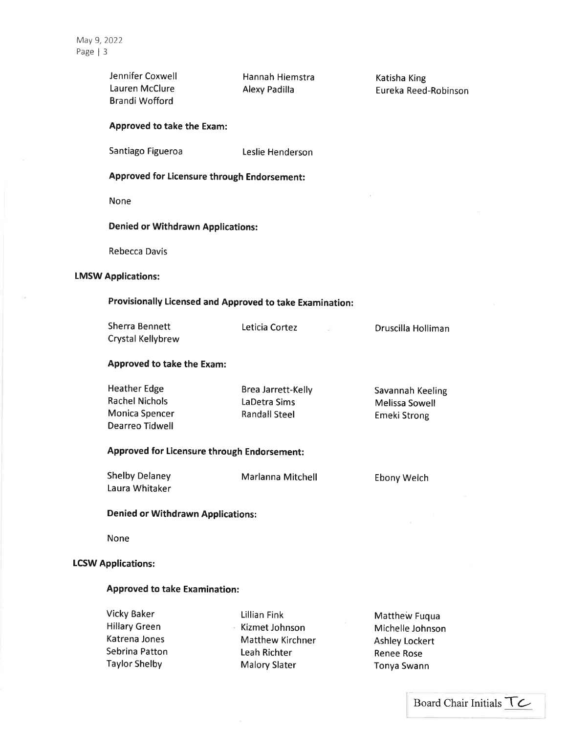Jennifer Coxwell
Hannah Hiemstra
Katisha King
Lauren McClure
Alexy Padilla
Eureka Reed-Robinson
Brandi Wofford

**Approved to take the Exam:**

Santiago Figueroa
Leslie Henderson

**Approved for Licensure through Endorsement:**

None

**Denied or Withdrawn Applications:**

Rebecca Davis

**LMSW Applications:**

**Provisionally Licensed and Approved to take Examination:**

Sherra Bennett
Leticia Cortez
Druscilla Holliman
Crystal Kellybrew

**Approved to take the Exam:**

Heather Edge
Brea Jarrett-Kelly
Savannah Keeling
Rachel Nichols
LaDetra Sims
Melissa Sowell
Monica Spencer
Randall Steel
Emeki Strong
Dearreo Tidwell

**Approved for Licensure through Endorsement:**

Shelby Delaney
Marlanna Mitchell
Ebony Welch
Laura Whitaker

**Denied or Withdrawn Applications:**

None

**LCSW Applications:**

**Approved to take Examination:**

Vicky Baker
Lillian Fink
Matthew Fuqua
Hillary Green
Kizmet Johnson
Michelle Johnson
Katrena Jones
Matthew Kirchner
Ashley Lockert
Sebrina Patton
Leah Richter
Renee Rose
Taylor Shelby
Malory Slater
Tonya Swann

Board Chair Initials TC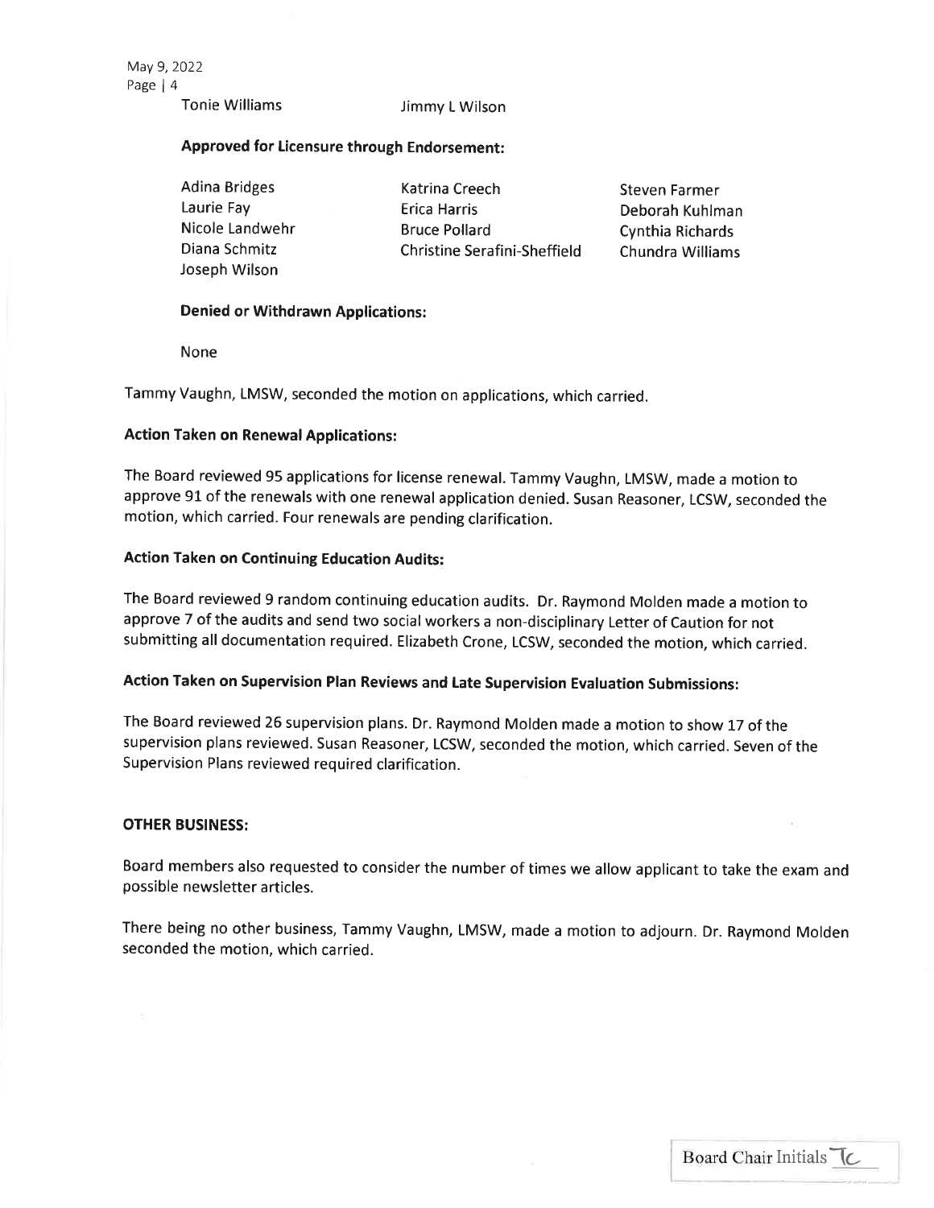Tonie Williams

Jimmy L Wilson

**Approved for Licensure through Endorsement:**

| | | |
|---|---|---|
| Adina Bridges | Katrina Creech | Steven Farmer |
| Laurie Fay | Erica Harris | Deborah Kuhlman |
| Nicole Landwehr | Bruce Pollard | Cynthia Richards |
| Diana Schmitz | Christine Serafini-Sheffield | Chundra Williams |
| Joseph Wilson | | |

**Denied or Withdrawn Applications:**

None

Tammy Vaughn, LMSW, seconded the motion on applications, which carried.

**Action Taken on Renewal Applications:**

The Board reviewed 95 applications for license renewal. Tammy Vaughn, LMSW, made a motion to approve 91 of the renewals with one renewal application denied. Susan Reasoner, LCSW, seconded the motion, which carried. Four renewals are pending clarification.

**Action Taken on Continuing Education Audits:**

The Board reviewed 9 random continuing education audits. Dr. Raymond Molden made a motion to approve 7 of the audits and send two social workers a non-disciplinary Letter of Caution for not submitting all documentation required. Elizabeth Crone, LCSW, seconded the motion, which carried.

**Action Taken on Supervision Plan Reviews and Late Supervision Evaluation Submissions:**

The Board reviewed 26 supervision plans. Dr. Raymond Molden made a motion to show 17 of the supervision plans reviewed. Susan Reasoner, LCSW, seconded the motion, which carried. Seven of the Supervision Plans reviewed required clarification.

**OTHER BUSINESS:**

Board members also requested to consider the number of times we allow applicant to take the exam and possible newsletter articles.

There being no other business, Tammy Vaughn, LMSW, made a motion to adjourn. Dr. Raymond Molden seconded the motion, which carried.

Board Chair Initials TC